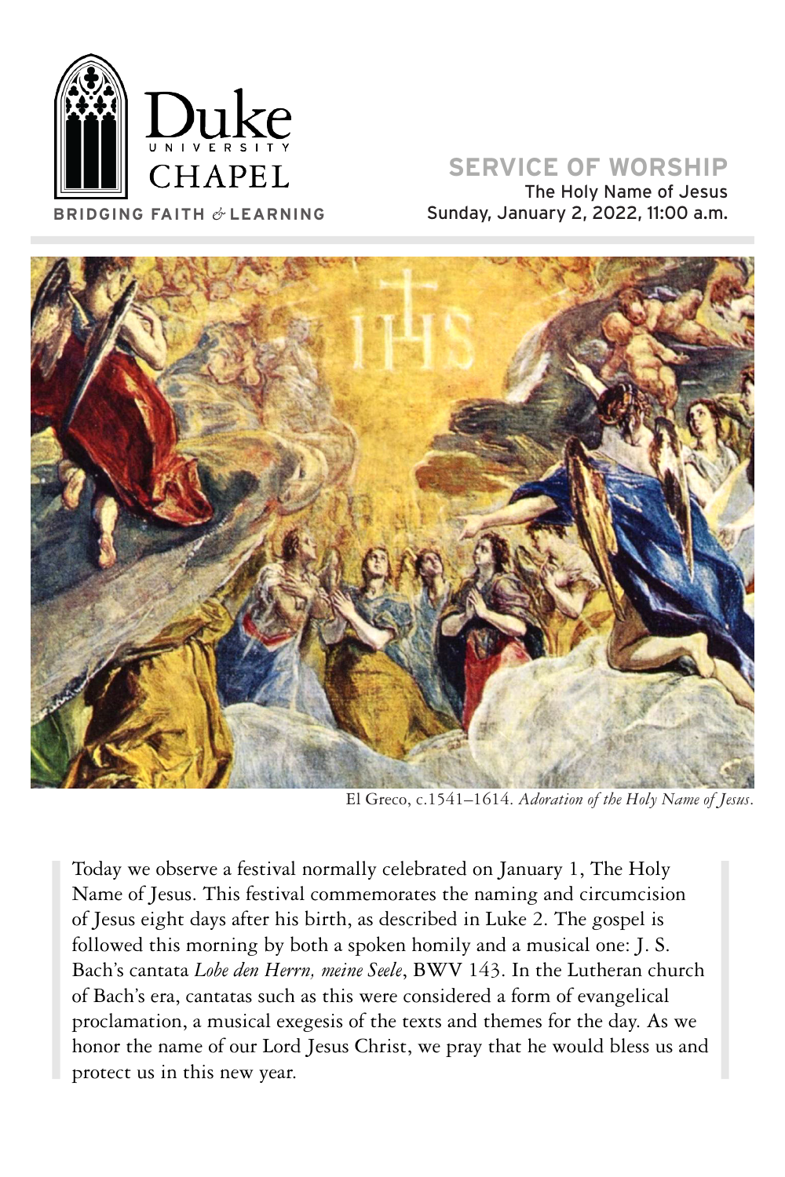Duke University Chapel

BRIDGING FAITH & LEARNING

# SERVICE OF WORSHIP

The Holy Name of Jesus
Sunday, January 2, 2022, 11:00 a.m.

El Greco, c.1541–1614. *Adoration of the Holy Name of Jesus*.

Today we observe a festival normally celebrated on January 1, The Holy Name of Jesus. This festival commemorates the naming and circumcision of Jesus eight days after his birth, as described in Luke 2. The gospel is followed this morning by both a spoken homily and a musical one: J. S. Bach's cantata *Lobe den Herrn, meine Seele*, BWV 143. In the Lutheran church of Bach's era, cantatas such as this were considered a form of evangelical proclamation, a musical exegesis of the texts and themes for the day. As we honor the name of our Lord Jesus Christ, we pray that he would bless us and protect us in this new year.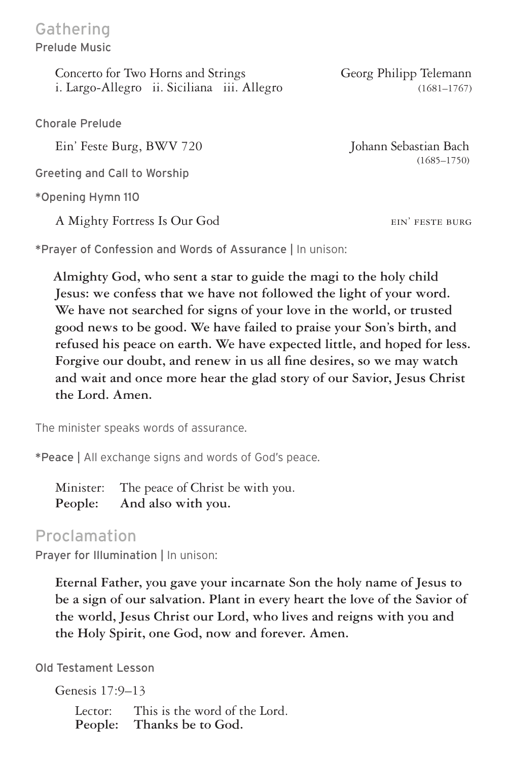## Gathering

### Prelude Music

Concerto for Two Horns and Strings — Georg Philipp Telemann (1681–1767)
i. Largo-Allegro ii. Siciliana iii. Allegro

### Chorale Prelude

Ein' Feste Burg, BWV 720 — Johann Sebastian Bach (1685–1750)

### Greeting and Call to Worship

### *Opening Hymn 110

A Mighty Fortress Is Our God — EIN' FESTE BURG

### *Prayer of Confession and Words of Assurance | In unison:

**Almighty God, who sent a star to guide the magi to the holy child Jesus: we confess that we have not followed the light of your word. We have not searched for signs of your love in the world, or trusted good news to be good. We have failed to praise your Son's birth, and refused his peace on earth. We have expected little, and hoped for less. Forgive our doubt, and renew in us all fine desires, so we may watch and wait and once more hear the glad story of our Savior, Jesus Christ the Lord. Amen.**

The minister speaks words of assurance.

### *Peace | All exchange signs and words of God's peace.

Minister: The peace of Christ be with you.
**People: And also with you.**

## Proclamation

### Prayer for Illumination | In unison:

**Eternal Father, you gave your incarnate Son the holy name of Jesus to be a sign of our salvation. Plant in every heart the love of the Savior of the world, Jesus Christ our Lord, who lives and reigns with you and the Holy Spirit, one God, now and forever. Amen.**

### Old Testament Lesson

Genesis 17:9–13

Lector: This is the word of the Lord.
**People: Thanks be to God.**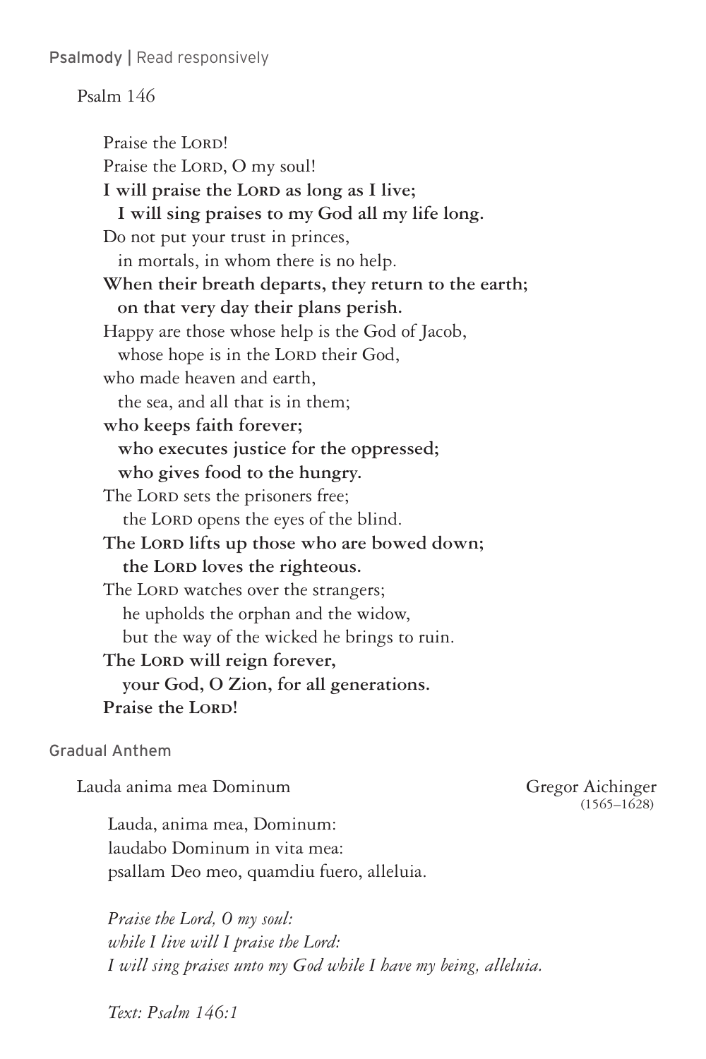## Psalmody | Read responsively

Psalm 146

Praise the LORD!
Praise the LORD, O my soul!
**I will praise the LORD as long as I live;**
**I will sing praises to my God all my life long.**
Do not put your trust in princes,
in mortals, in whom there is no help.
**When their breath departs, they return to the earth;**
**on that very day their plans perish.**
Happy are those whose help is the God of Jacob,
whose hope is in the LORD their God,
who made heaven and earth,
the sea, and all that is in them;
**who keeps faith forever;**
**who executes justice for the oppressed;**
**who gives food to the hungry.**
The LORD sets the prisoners free;
the LORD opens the eyes of the blind.
**The LORD lifts up those who are bowed down;**
**the LORD loves the righteous.**
The LORD watches over the strangers;
he upholds the orphan and the widow,
but the way of the wicked he brings to ruin.
**The LORD will reign forever,**
**your God, O Zion, for all generations.**
**Praise the LORD!**

## Gradual Anthem

Lauda anima mea Dominum — Gregor Aichinger (1565–1628)

Lauda, anima mea, Dominum:
laudabo Dominum in vita mea:
psallam Deo meo, quamdiu fuero, alleluia.

*Praise the Lord, O my soul:*
*while I live will I praise the Lord:*
*I will sing praises unto my God while I have my being, alleluia.*

*Text: Psalm 146:1*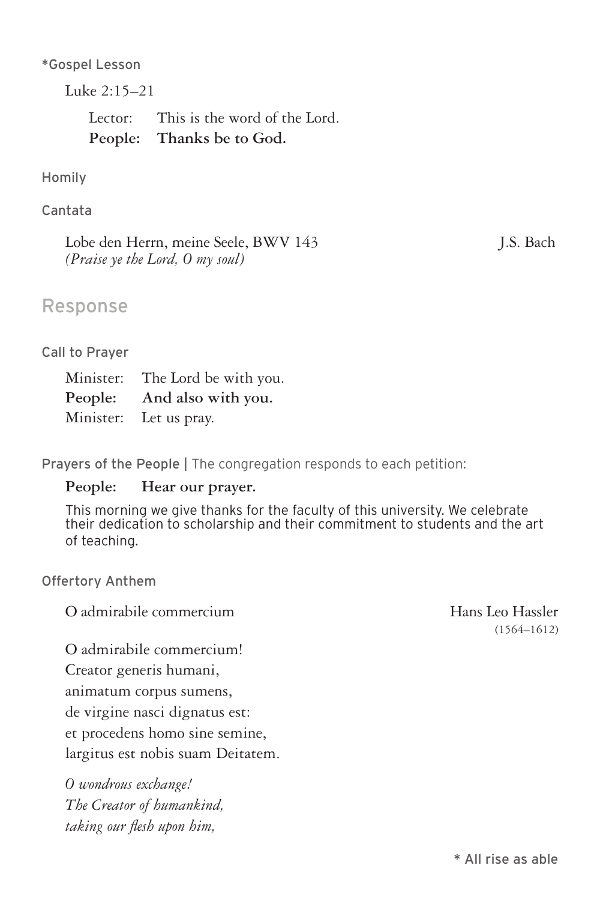*Gospel Lesson

Luke 2:15–21

Lector: This is the word of the Lord.
**People: Thanks be to God.**

Homily

Cantata

Lobe den Herrn, meine Seele, BWV 143 — J.S. Bach
*(Praise ye the Lord, O my soul)*

## Response

Call to Prayer

Minister: The Lord be with you.
**People: And also with you.**
Minister: Let us pray.

Prayers of the People | The congregation responds to each petition:

**People: Hear our prayer.**

This morning we give thanks for the faculty of this university. We celebrate their dedication to scholarship and their commitment to students and the art of teaching.

Offertory Anthem

O admirabile commercium — Hans Leo Hassler (1564–1612)

O admirabile commercium!
Creator generis humani,
animatum corpus sumens,
de virgine nasci dignatus est:
et procedens homo sine semine,
largitus est nobis suam Deitatem.

*O wondrous exchange!*
*The Creator of humankind,*
*taking our flesh upon him,*

\* All rise as able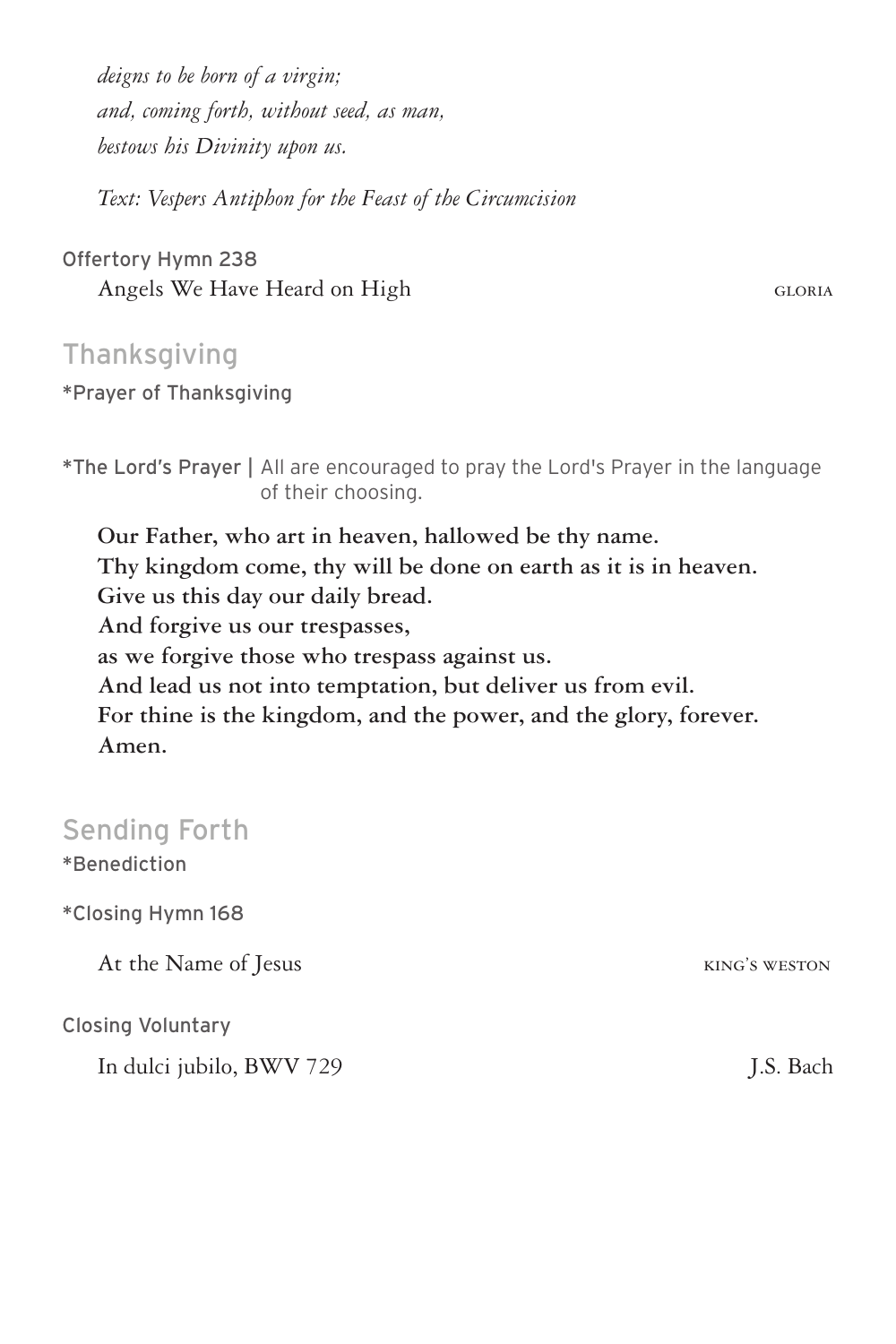*deigns to be born of a virgin;*
*and, coming forth, without seed, as man,*
*bestows his Divinity upon us.*

*Text: Vespers Antiphon for the Feast of the Circumcision*

Offertory Hymn 238

Angels We Have Heard on High — GLORIA

## Thanksgiving

*Prayer of Thanksgiving

*The Lord's Prayer | All are encouraged to pray the Lord's Prayer in the language of their choosing.

**Our Father, who art in heaven, hallowed be thy name.**
**Thy kingdom come, thy will be done on earth as it is in heaven.**
**Give us this day our daily bread.**
**And forgive us our trespasses,**
**as we forgive those who trespass against us.**
**And lead us not into temptation, but deliver us from evil.**
**For thine is the kingdom, and the power, and the glory, forever.**
**Amen.**

## Sending Forth

*Benediction

*Closing Hymn 168

At the Name of Jesus — KING'S WESTON

Closing Voluntary

In dulci jubilo, BWV 729 — J.S. Bach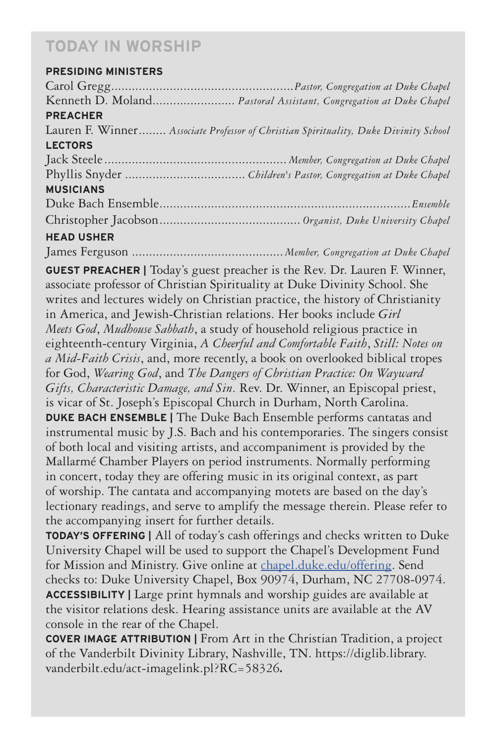## TODAY IN WORSHIP

**PRESIDING MINISTERS**

Carol Gregg.................................................... *Pastor, Congregation at Duke Chapel*

Kenneth D. Moland........................ *Pastoral Assistant, Congregation at Duke Chapel*

**PREACHER**

Lauren F. Winner........ *Associate Professor of Christian Spirituality, Duke Divinity School*

**LECTORS**

Jack Steele.................................................... *Member, Congregation at Duke Chapel*

Phyllis Snyder .................................. *Children's Pastor, Congregation at Duke Chapel*

**MUSICIANS**

Duke Bach Ensemble....................................................................... *Ensemble*

Christopher Jacobson........................................ *Organist, Duke University Chapel*

**HEAD USHER**

James Ferguson ........................................... *Member, Congregation at Duke Chapel*

**GUEST PREACHER |** Today's guest preacher is the Rev. Dr. Lauren F. Winner, associate professor of Christian Spirituality at Duke Divinity School. She writes and lectures widely on Christian practice, the history of Christianity in America, and Jewish-Christian relations. Her books include *Girl Meets God*, *Mudhouse Sabbath*, a study of household religious practice in eighteenth-century Virginia, *A Cheerful and Comfortable Faith*, *Still: Notes on a Mid-Faith Crisis*, and, more recently, a book on overlooked biblical tropes for God, *Wearing God*, and *The Dangers of Christian Practice: On Wayward Gifts, Characteristic Damage, and Sin*. Rev. Dr. Winner, an Episcopal priest, is vicar of St. Joseph's Episcopal Church in Durham, North Carolina.

**DUKE BACH ENSEMBLE |** The Duke Bach Ensemble performs cantatas and instrumental music by J.S. Bach and his contemporaries. The singers consist of both local and visiting artists, and accompaniment is provided by the Mallarmé Chamber Players on period instruments. Normally performing in concert, today they are offering music in its original context, as part of worship. The cantata and accompanying motets are based on the day's lectionary readings, and serve to amplify the message therein. Please refer to the accompanying insert for further details.

**TODAY'S OFFERING |** All of today's cash offerings and checks written to Duke University Chapel will be used to support the Chapel's Development Fund for Mission and Ministry. Give online at chapel.duke.edu/offering. Send checks to: Duke University Chapel, Box 90974, Durham, NC 27708-0974.

**ACCESSIBILITY |** Large print hymnals and worship guides are available at the visitor relations desk. Hearing assistance units are available at the AV console in the rear of the Chapel.

**COVER IMAGE ATTRIBUTION |** From Art in the Christian Tradition, a project of the Vanderbilt Divinity Library, Nashville, TN. https://diglib.library.vanderbilt.edu/act-imagelink.pl?RC=58326.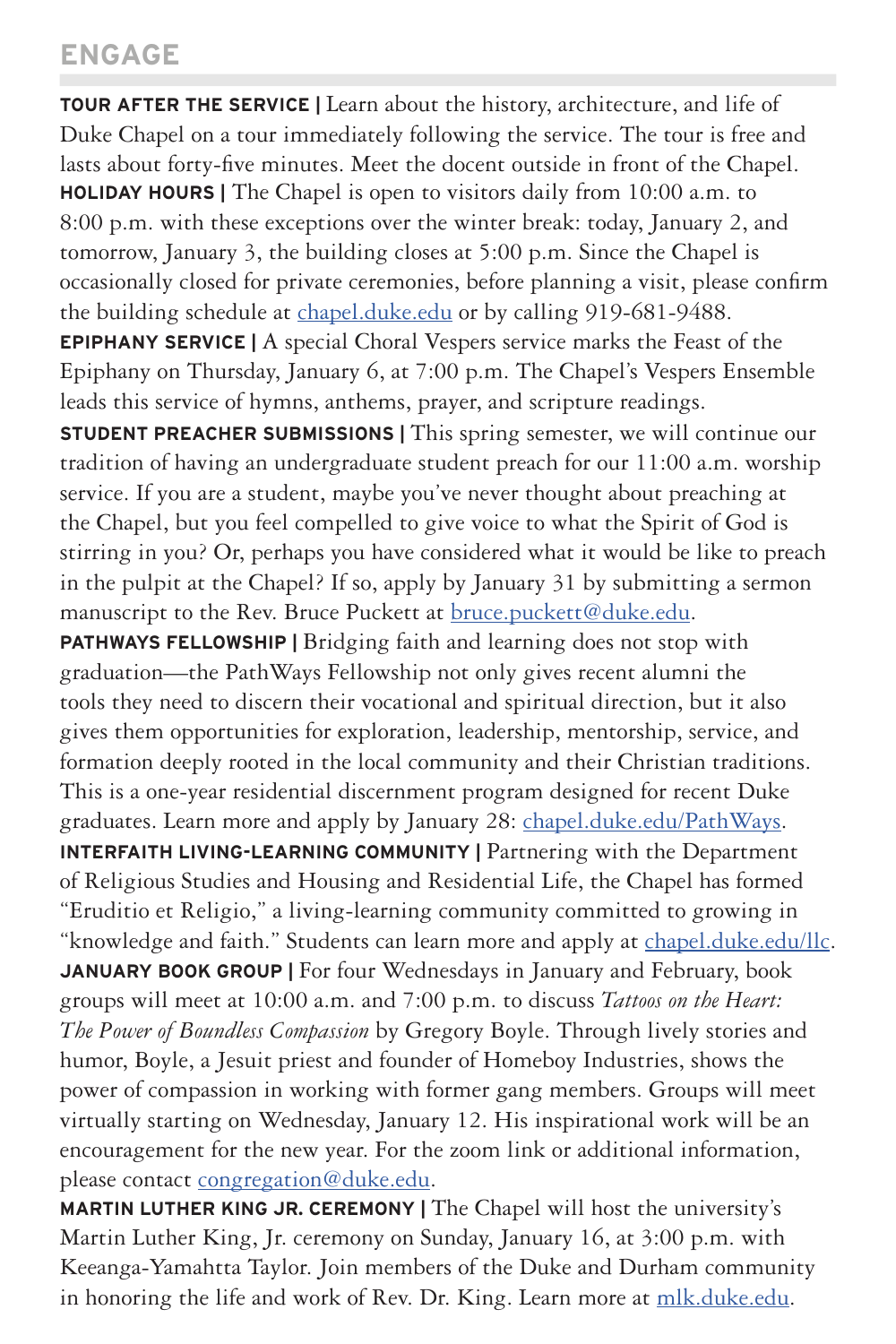## ENGAGE

**TOUR AFTER THE SERVICE |** Learn about the history, architecture, and life of Duke Chapel on a tour immediately following the service. The tour is free and lasts about forty-five minutes. Meet the docent outside in front of the Chapel.

**HOLIDAY HOURS |** The Chapel is open to visitors daily from 10:00 a.m. to 8:00 p.m. with these exceptions over the winter break: today, January 2, and tomorrow, January 3, the building closes at 5:00 p.m. Since the Chapel is occasionally closed for private ceremonies, before planning a visit, please confirm the building schedule at chapel.duke.edu or by calling 919-681-9488.

**EPIPHANY SERVICE |** A special Choral Vespers service marks the Feast of the Epiphany on Thursday, January 6, at 7:00 p.m. The Chapel's Vespers Ensemble leads this service of hymns, anthems, prayer, and scripture readings.

**STUDENT PREACHER SUBMISSIONS |** This spring semester, we will continue our tradition of having an undergraduate student preach for our 11:00 a.m. worship service. If you are a student, maybe you've never thought about preaching at the Chapel, but you feel compelled to give voice to what the Spirit of God is stirring in you? Or, perhaps you have considered what it would be like to preach in the pulpit at the Chapel? If so, apply by January 31 by submitting a sermon manuscript to the Rev. Bruce Puckett at bruce.puckett@duke.edu.

**PATHWAYS FELLOWSHIP |** Bridging faith and learning does not stop with graduation—the PathWays Fellowship not only gives recent alumni the tools they need to discern their vocational and spiritual direction, but it also gives them opportunities for exploration, leadership, mentorship, service, and formation deeply rooted in the local community and their Christian traditions. This is a one-year residential discernment program designed for recent Duke graduates. Learn more and apply by January 28: chapel.duke.edu/PathWays.

**INTERFAITH LIVING-LEARNING COMMUNITY |** Partnering with the Department of Religious Studies and Housing and Residential Life, the Chapel has formed "Eruditio et Religio," a living-learning community committed to growing in "knowledge and faith." Students can learn more and apply at chapel.duke.edu/llc.

**JANUARY BOOK GROUP |** For four Wednesdays in January and February, book groups will meet at 10:00 a.m. and 7:00 p.m. to discuss *Tattoos on the Heart: The Power of Boundless Compassion* by Gregory Boyle. Through lively stories and humor, Boyle, a Jesuit priest and founder of Homeboy Industries, shows the power of compassion in working with former gang members. Groups will meet virtually starting on Wednesday, January 12. His inspirational work will be an encouragement for the new year. For the zoom link or additional information, please contact congregation@duke.edu.

**MARTIN LUTHER KING JR. CEREMONY |** The Chapel will host the university's Martin Luther King, Jr. ceremony on Sunday, January 16, at 3:00 p.m. with Keeanga-Yamahtta Taylor. Join members of the Duke and Durham community in honoring the life and work of Rev. Dr. King. Learn more at mlk.duke.edu.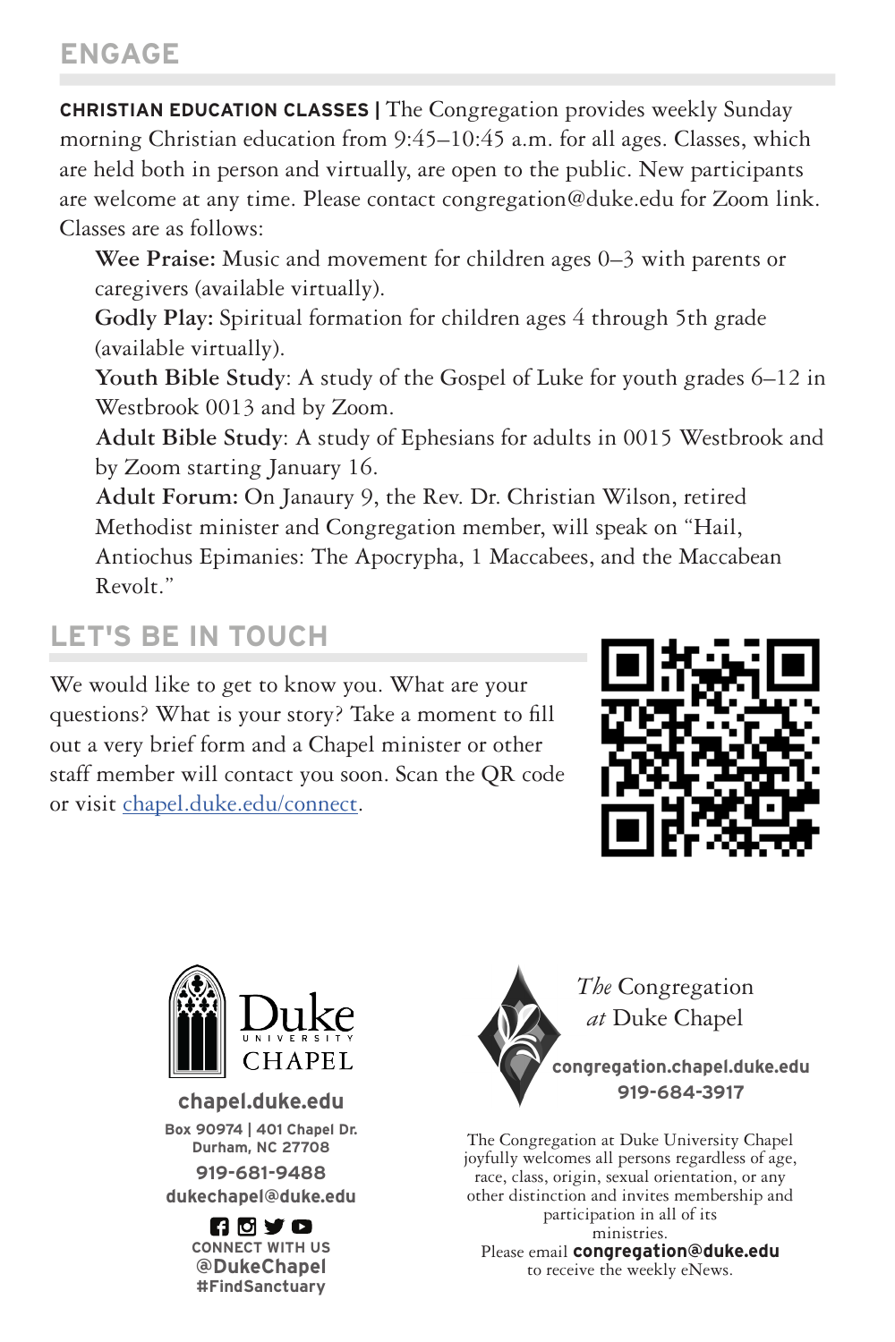## ENGAGE

**CHRISTIAN EDUCATION CLASSES |** The Congregation provides weekly Sunday morning Christian education from 9:45–10:45 a.m. for all ages. Classes, which are held both in person and virtually, are open to the public. New participants are welcome at any time. Please contact congregation@duke.edu for Zoom link. Classes are as follows:

**Wee Praise:** Music and movement for children ages 0–3 with parents or caregivers (available virtually).

**Godly Play:** Spiritual formation for children ages 4 through 5th grade (available virtually).

**Youth Bible Study**: A study of the Gospel of Luke for youth grades 6–12 in Westbrook 0013 and by Zoom.

**Adult Bible Study**: A study of Ephesians for adults in 0015 Westbrook and by Zoom starting January 16.

**Adult Forum:** On Janaury 9, the Rev. Dr. Christian Wilson, retired Methodist minister and Congregation member, will speak on "Hail, Antiochus Epimanies: The Apocrypha, 1 Maccabees, and the Maccabean Revolt."

## LET'S BE IN TOUCH

We would like to get to know you. What are your questions? What is your story? Take a moment to fill out a very brief form and a Chapel minister or other staff member will contact you soon. Scan the QR code or visit chapel.duke.edu/connect.

Duke University Chapel

**chapel.duke.edu**

Box 90974 | 401 Chapel Dr.
Durham, NC 27708

919-681-9488

dukechapel@duke.edu

CONNECT WITH US
@DukeChapel
#FindSanctuary

*The* Congregation
*at* Duke Chapel

**congregation.chapel.duke.edu**
**919-684-3917**

The Congregation at Duke University Chapel joyfully welcomes all persons regardless of age, race, class, origin, sexual orientation, or any other distinction and invites membership and participation in all of its ministries.
Please email **congregation@duke.edu** to receive the weekly eNews.